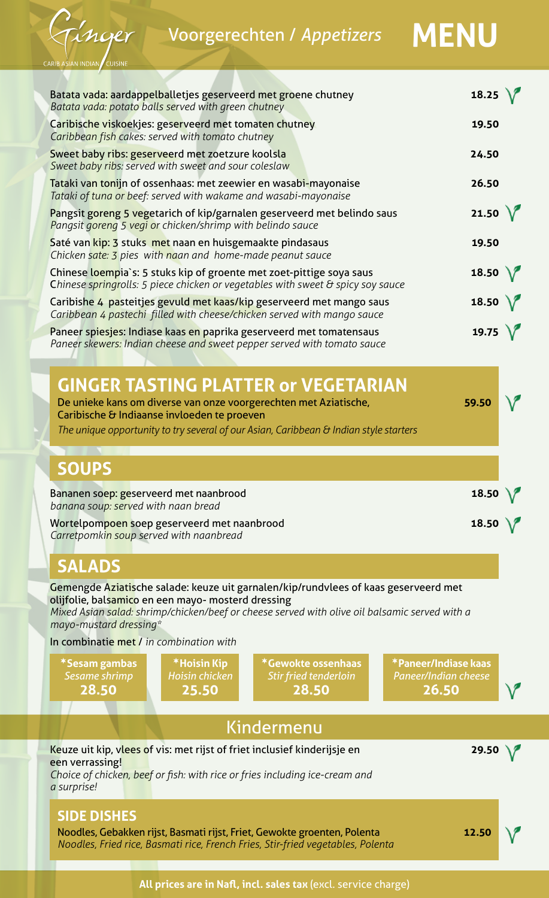# Ginger

CARIB ASIAN INDIAN CUISINE

## Voorgerechten / *Appetizers* MENU

| | |
|---|---|
| Batata vada: aardappelballetjes geserveerd met groene chutney<br>*Batata vada: potato balls served with green chutney* | 18.25 √ |
| Caribische viskoekjes: geserveerd met tomaten chutney<br>*Caribbean fish cakes: served with tomato chutney* | 19.50 |
| Sweet baby ribs: geserveerd met zoetzure koolsla<br>*Sweet baby ribs: served with sweet and sour coleslaw* | 24.50 |
| Tataki van tonijn of ossenhaas: met zeewier en wasabi-mayonaise<br>*Tataki of tuna or beef: served with wakame and wasabi-mayonaise* | 26.50 |
| Pangsit goreng 5 vegetarich of kip/garnalen geserveerd met belindo saus<br>*Pangsit goreng 5 vegi or chicken/shrimp with belindo sauce* | 21.50 √ |
| Saté van kip: 3 stuks met naan en huisgemaakte pindasaus<br>*Chicken sate: 3 pies with naan and home-made peanut sauce* | 19.50 |
| Chinese loempia`s: 5 stuks kip of groente met zoet-pittige soya saus<br>*Chinese springrolls: 5 piece chicken or vegetables with sweet & spicy soy sauce* | 18.50 √ |
| Caribishe 4 pasteitjes gevuld met kaas/kip geserveerd met mango saus<br>*Caribbean 4 pastechi filled with cheese/chicken served with mango sauce* | 18.50 √ |
| Paneer spiesjes: Indiase kaas en paprika geserveerd met tomatensaus<br>*Paneer skewers: Indian cheese and sweet pepper served with tomato sauce* | 19.75 √ |

## GINGER TASTING PLATTER or VEGETARIAN

De unieke kans om diverse van onze voorgerechten met Aziatische, Caribische & Indiaanse invloeden te proeven — **59.50** √

*The unique opportunity to try several of our Asian, Caribbean & Indian style starters*

## SOUPS

| | |
|---|---|
| Bananen soep: geserveerd met naanbrood<br>*banana soup: served with naan bread* | 18.50 √ |
| Wortelpompoen soep geserveerd met naanbrood<br>*Carretpomkin soup served with naanbread* | 18.50 √ |

## SALADS

Gemengde Aziatische salade: keuze uit garnalen/kip/rundvlees of kaas geserveerd met olijfolie, balsamico en een mayo- mosterd dressing

*Mixed Asian salad: shrimp/chicken/beef or cheese served with olive oil balsamic served with a mayo-mustard dressing**

In combinatie met / *in combination with*

| *Sesam gambas<br>*Sesame shrimp* | *Hoisin Kip<br>*Hoisin chicken* | *Gewokte ossenhaas<br>*Stir fried tenderloin* | *Paneer/Indiase kaas<br>*Paneer/Indian cheese* |
|---|---|---|---|
| 28.50 | 25.50 | 28.50 | 26.50 √ |

## Kindermenu

Keuze uit kip, vlees of vis: met rijst of friet inclusief kinderijsje en een verrassing! — **29.50** √

*Choice of chicken, beef or fish: with rice or fries including ice-cream and a surprise!*

## SIDE DISHES

Noodles, Gebakken rijst, Basmati rijst, Friet, Gewokte groenten, Polenta — **12.50** √

*Noodles, Fried rice, Basmati rice, French Fries, Stir-fried vegetables, Polenta*

**All prices are in Nafl, incl. sales tax** (excl. service charge)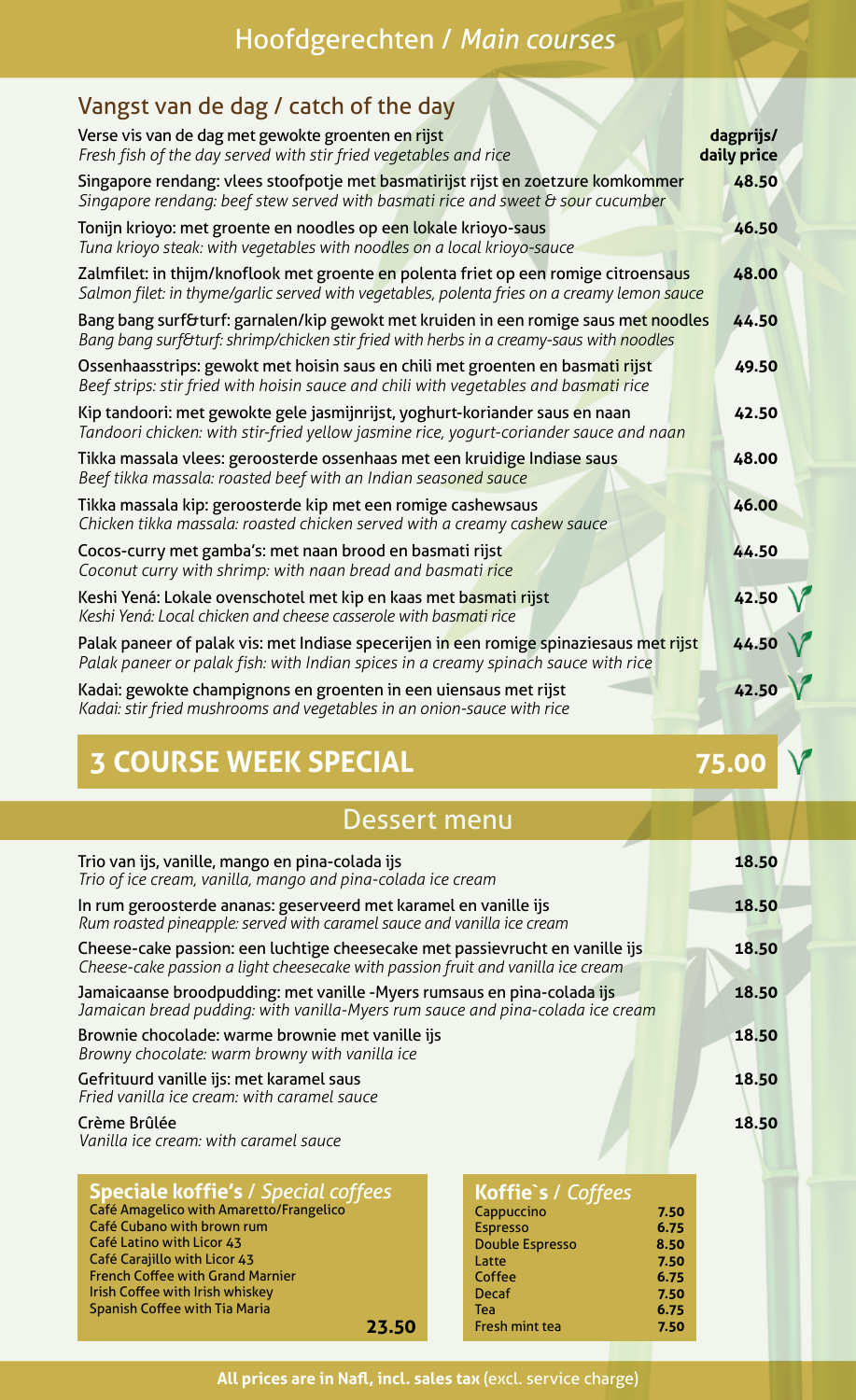# Hoofdgerechten / *Main courses*

## Vangst van de dag / catch of the day

| | |
|---|---|
| Verse vis van de dag met gewokte groenten en rijst<br>*Fresh fish of the day served with stir fried vegetables and rice* | **dagprijs/ daily price** |
| Singapore rendang: vlees stoofpotje met basmatirijst rijst en zoetzure komkommer<br>*Singapore rendang: beef stew served with basmati rice and sweet & sour cucumber* | **48.50** |
| Tonijn krioyo: met groente en noodles op een lokale krioyo-saus<br>*Tuna krioyo steak: with vegetables with noodles on a local krioyo-sauce* | **46.50** |
| Zalmfilet: in thijm/knoflook met groente en polenta friet op een romige citroensaus<br>*Salmon filet: in thyme/garlic served with vegetables, polenta fries on a creamy lemon sauce* | **48.00** |
| Bang bang surf&turf: garnalen/kip gewokt met kruiden in een romige saus met noodles<br>*Bang bang surf&turf: shrimp/chicken stir fried with herbs in a creamy-saus with noodles* | **44.50** |
| Ossenhaasstrips: gewokt met hoisin saus en chili met groenten en basmati rijst<br>*Beef strips: stir fried with hoisin sauce and chili with vegetables and basmati rice* | **49.50** |
| Kip tandoori: met gewokte gele jasmijnrijst, yoghurt-koriander saus en naan<br>*Tandoori chicken: with stir-fried yellow jasmine rice, yogurt-coriander sauce and naan* | **42.50** |
| Tikka massala vlees: geroosterde ossenhaas met een kruidige Indiase saus<br>*Beef tikka massala: roasted beef with an Indian seasoned sauce* | **48.00** |
| Tikka massala kip: geroosterde kip met een romige cashewsaus<br>*Chicken tikka massala: roasted chicken served with a creamy cashew sauce* | **46.00** |
| Cocos-curry met gamba's: met naan brood en basmati rijst<br>*Coconut curry with shrimp: with naan bread and basmati rice* | **44.50** |
| Keshi Yená: Lokale ovenschotel met kip en kaas met basmati rijst<br>*Keshi Yená: Local chicken and cheese casserole with basmati rice* | **42.50** |
| Palak paneer of palak vis: met Indiase specerijen in een romige spinaziesaus met rijst<br>*Palak paneer or palak fish: with Indian spices in a creamy spinach sauce with rice* | **44.50** |
| Kadai: gewokte champignons en groenten in een uiensaus met rijst<br>*Kadai: stir fried mushrooms and vegetables in an onion-sauce with rice* | **42.50** |

## 3 COURSE WEEK SPECIAL **75.00**

# Dessert menu

| | |
|---|---|
| Trio van ijs, vanille, mango en pina-colada ijs<br>*Trio of ice cream, vanilla, mango and pina-colada ice cream* | **18.50** |
| In rum geroosterde ananas: geserveerd met karamel en vanille ijs<br>*Rum roasted pineapple: served with caramel sauce and vanilla ice cream* | **18.50** |
| Cheese-cake passion: een luchtige cheesecake met passievrucht en vanille ijs<br>*Cheese-cake passion a light cheesecake with passion fruit and vanilla ice cream* | **18.50** |
| Jamaicaanse broodpudding: met vanille -Myers rumsaus en pina-colada ijs<br>*Jamaican bread pudding: with vanilla-Myers rum sauce and pina-colada ice cream* | **18.50** |
| Brownie chocolade: warme brownie met vanille ijs<br>*Browny chocolate: warm browny with vanilla ice* | **18.50** |
| Gefrituurd vanille ijs: met karamel saus<br>*Fried vanilla ice cream: with caramel sauce* | **18.50** |
| Crème Brûlée<br>*Vanilla ice cream: with caramel sauce* | **18.50** |

### Speciale koffie's / *Special coffees*

- Café Amagelico with Amaretto/Frangelico
- Café Cubano with brown rum
- Café Latino with Licor 43
- Café Carajillo with Licor 43
- French Coffee with Grand Marnier
- Irish Coffee with Irish whiskey
- Spanish Coffee with Tia Maria

**23.50**

### Koffie`s / *Coffees*

| | |
|---|---|
| Cappuccino | 7.50 |
| Espresso | 6.75 |
| Double Espresso | 8.50 |
| Latte | 7.50 |
| Coffee | 6.75 |
| Decaf | 7.50 |
| Tea | 6.75 |
| Fresh mint tea | 7.50 |

**All prices are in Nafl, incl. sales tax** (excl. service charge)